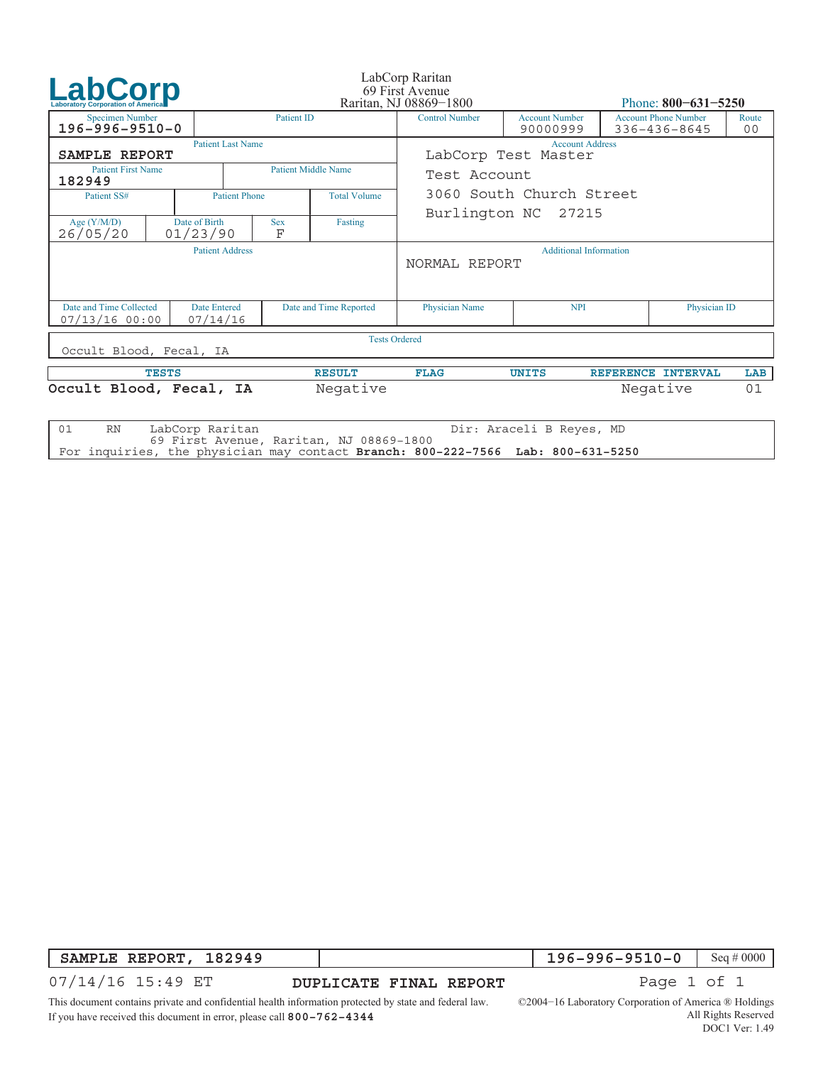# LabCorp

Laboratory Corporation of America

LabCorp Raritan
69 First Avenue
Raritan, NJ 08869−1800

Phone: **800−631−5250**

| Specimen Number | Patient ID | Control Number | Account Number | Account Phone Number | Route |
|---|---|---|---|---|---|
| 196-996-9510-0 | | | 90000999 | 336-436-8645 | 00 |

| Field | Value |
|---|---|
| Patient Last Name | SAMPLE REPORT |
| Patient First Name | 182949 |
| Patient Middle Name | |
| Patient SS# | |
| Patient Phone | |
| Total Volume | |
| Age (Y/M/D) | 26/05/20 |
| Date of Birth | 01/23/90 |
| Sex | F |
| Fasting | |
| Patient Address | |

**Account Address**
LabCorp Test Master
Test Account
3060 South Church Street
Burlington NC 27215

**Additional Information**
NORMAL REPORT

| Date and Time Collected | Date Entered | Date and Time Reported | Physician Name | NPI | Physician ID |
|---|---|---|---|---|---|
| 07/13/16 00:00 | 07/14/16 | | | | |

**Tests Ordered**
Occult Blood, Fecal, IA

| TESTS | RESULT | FLAG | UNITS | REFERENCE INTERVAL | LAB |
|---|---|---|---|---|---|
| **Occult Blood, Fecal, IA** | Negative | | | Negative | 01 |

```
01    RN    LabCorp Raritan                              Dir: Araceli B Reyes, MD
            69 First Avenue, Raritan, NJ 08869-1800
For inquiries, the physician may contact Branch: 800-222-7566  Lab: 800-631-5250
```

| SAMPLE REPORT, 182949 | | 196-996-9510-0 | Seq # 0000 |
|---|---|---|---|

07/14/16 15:49 ET **DUPLICATE FINAL REPORT**

This document contains private and confidential health information protected by state and federal law.
If you have received this document in error, please call **800-762-4344**

©2004−16 Laboratory Corporation of America ® Holdings
All Rights Reserved
DOC1 Ver: 1.49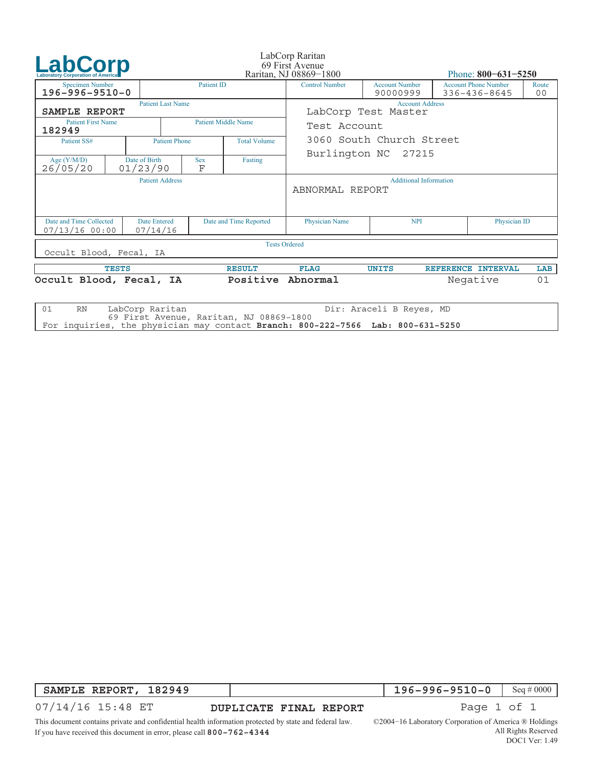# LabCorp

Laboratory Corporation of America

LabCorp Raritan
69 First Avenue
Raritan, NJ 08869−1800

Phone: **800−631−5250**

| Specimen Number | Patient ID | Control Number | Account Number | Account Phone Number | Route |
|---|---|---|---|---|---|
| 196-996-9510-0 | | | 90000999 | 336-436-8645 | 00 |

| Patient Last Name | Patient First Name | Patient Middle Name |
|---|---|---|
| SAMPLE REPORT | 182949 | |

| Patient SS# | Patient Phone | Total Volume |
|---|---|---|
| | | |

| Age (Y/M/D) | Date of Birth | Sex | Fasting |
|---|---|---|---|
| 26/05/20 | 01/23/90 | F | |

**Account Address**
LabCorp Test Master
Test Account
3060 South Church Street
Burlington NC 27215

**Patient Address**

**Additional Information**
ABNORMAL REPORT

| Date and Time Collected | Date Entered | Date and Time Reported | Physician Name | NPI | Physician ID |
|---|---|---|---|---|---|
| 07/13/16 00:00 | 07/14/16 | | | | |

**Tests Ordered**
Occult Blood, Fecal, IA

| TESTS | RESULT | FLAG | UNITS | REFERENCE INTERVAL | LAB |
|---|---|---|---|---|---|
| **Occult Blood, Fecal, IA** | **Positive** | **Abnormal** | | Negative | 01 |

01 RN LabCorp Raritan — Dir: Araceli B Reyes, MD
69 First Avenue, Raritan, NJ 08869-1800
For inquiries, the physician may contact **Branch: 800-222-7566 Lab: 800-631-5250**

| SAMPLE REPORT, 182949 | | 196-996-9510-0 | Seq # 0000 |
|---|---|---|---|

07/14/16 15:48 ET — **DUPLICATE FINAL REPORT**

This document contains private and confidential health information protected by state and federal law.
If you have received this document in error, please call **800-762-4344**

©2004−16 Laboratory Corporation of America ® Holdings
All Rights Reserved
DOC1 Ver: 1.49